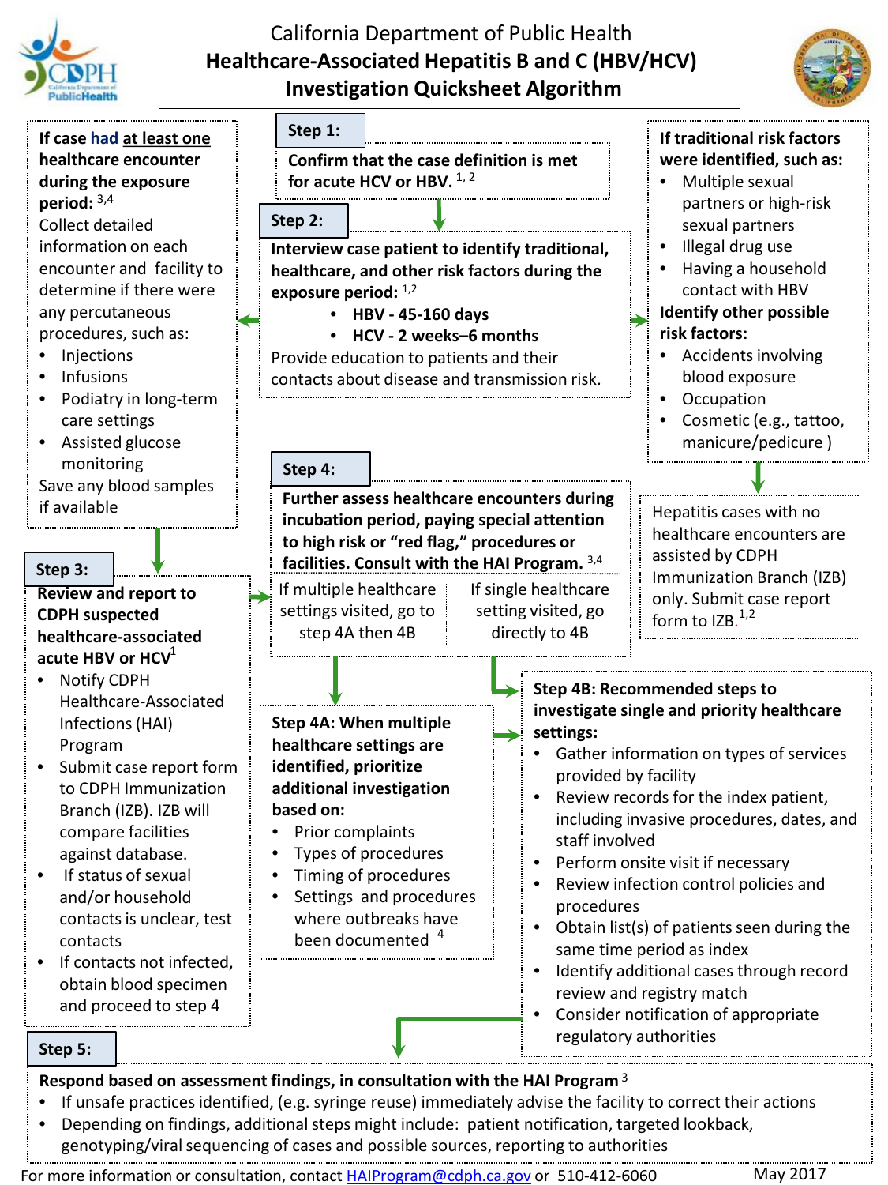# California Department of Public Health
## Healthcare-Associated Hepatitis B and C (HBV/HCV) Investigation Quicksheet Algorithm

### Step 1:

**Confirm that the case definition is met for acute HCV or HBV.** [1, 2]

### Step 2:

**Interview case patient to identify traditional, healthcare, and other risk factors during the exposure period:** [1,2]

- **HBV - 45-160 days**
- **HCV - 2 weeks–6 months**

Provide education to patients and their contacts about disease and transmission risk.

**If case had at least one healthcare encounter during the exposure period:** [3,4]

Collect detailed information on each encounter and facility to determine if there were any percutaneous procedures, such as:

- Injections
- Infusions
- Podiatry in long-term care settings
- Assisted glucose monitoring

Save any blood samples if available

**If traditional risk factors were identified, such as:**

- Multiple sexual partners or high-risk sexual partners
- Illegal drug use
- Having a household contact with HBV

**Identify other possible risk factors:**

- Accidents involving blood exposure
- Occupation
- Cosmetic (e.g., tattoo, manicure/pedicure )

Hepatitis cases with no healthcare encounters are assisted by CDPH Immunization Branch (IZB) only. Submit case report form to IZB.[1,2]

### Step 3:

**Review and report to CDPH suspected healthcare-associated acute HBV or HCV**[1]

- Notify CDPH Healthcare-Associated Infections (HAI) Program
- Submit case report form to CDPH Immunization Branch (IZB). IZB will compare facilities against database.
- If status of sexual and/or household contacts is unclear, test contacts
- If contacts not infected, obtain blood specimen and proceed to step 4

### Step 4:

**Further assess healthcare encounters during incubation period, paying special attention to high risk or "red flag," procedures or facilities. Consult with the HAI Program.** [3,4]

| If multiple healthcare settings visited, go to step 4A then 4B | If single healthcare setting visited, go directly to 4B |
| --- | --- |

**Step 4A: When multiple healthcare settings are identified, prioritize additional investigation based on:**

- Prior complaints
- Types of procedures
- Timing of procedures
- Settings and procedures where outbreaks have been documented [4]

**Step 4B: Recommended steps to investigate single and priority healthcare settings:**

- Gather information on types of services provided by facility
- Review records for the index patient, including invasive procedures, dates, and staff involved
- Perform onsite visit if necessary
- Review infection control policies and procedures
- Obtain list(s) of patients seen during the same time period as index
- Identify additional cases through record review and registry match
- Consider notification of appropriate regulatory authorities

### Step 5:

**Respond based on assessment findings, in consultation with the HAI Program** [3]

- If unsafe practices identified, (e.g. syringe reuse) immediately advise the facility to correct their actions
- Depending on findings, additional steps might include: patient notification, targeted lookback, genotyping/viral sequencing of cases and possible sources, reporting to authorities

For more information or consultation, contact HAIProgram@cdph.ca.gov or 510-412-6060

May 2017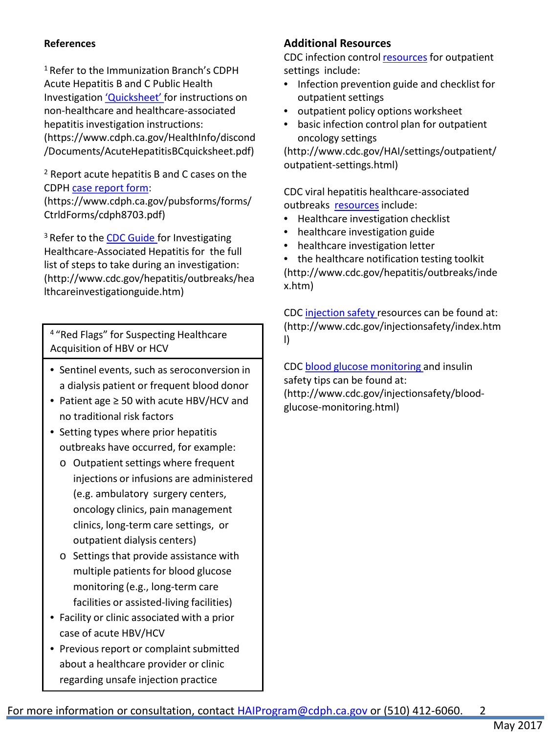**References**

[1] Refer to the Immunization Branch's CDPH Acute Hepatitis B and C Public Health Investigation 'Quicksheet' for instructions on non-healthcare and healthcare-associated hepatitis investigation instructions: (https://www.cdph.ca.gov/HealthInfo/discond/Documents/AcuteHepatitisBCquicksheet.pdf)

[2] Report acute hepatitis B and C cases on the CDPH case report form: (https://www.cdph.ca.gov/pubsforms/forms/CtrldForms/cdph8703.pdf)

[3] Refer to the CDC Guide for Investigating Healthcare-Associated Hepatitis for the full list of steps to take during an investigation: (http://www.cdc.gov/hepatitis/outbreaks/healthcareinvestigationguide.htm)

[4] "Red Flags" for Suspecting Healthcare Acquisition of HBV or HCV

- Sentinel events, such as seroconversion in a dialysis patient or frequent blood donor
- Patient age ≥ 50 with acute HBV/HCV and no traditional risk factors
- Setting types where prior hepatitis outbreaks have occurred, for example:
  - Outpatient settings where frequent injections or infusions are administered (e.g. ambulatory surgery centers, oncology clinics, pain management clinics, long-term care settings, or outpatient dialysis centers)
  - Settings that provide assistance with multiple patients for blood glucose monitoring (e.g., long-term care facilities or assisted-living facilities)
- Facility or clinic associated with a prior case of acute HBV/HCV
- Previous report or complaint submitted about a healthcare provider or clinic regarding unsafe injection practice

## Additional Resources

CDC infection control resources for outpatient settings include:

- Infection prevention guide and checklist for outpatient settings
- outpatient policy options worksheet
- basic infection control plan for outpatient oncology settings

(http://www.cdc.gov/HAI/settings/outpatient/outpatient-settings.html)

CDC viral hepatitis healthcare-associated outbreaks resources include:

- Healthcare investigation checklist
- healthcare investigation guide
- healthcare investigation letter
- the healthcare notification testing toolkit

(http://www.cdc.gov/hepatitis/outbreaks/index.htm)

CDC injection safety resources can be found at: (http://www.cdc.gov/injectionsafety/index.html)

CDC blood glucose monitoring and insulin safety tips can be found at: (http://www.cdc.gov/injectionsafety/blood-glucose-monitoring.html)

For more information or consultation, contact HAIProgram@cdph.ca.gov or (510) 412-6060.

May 2017